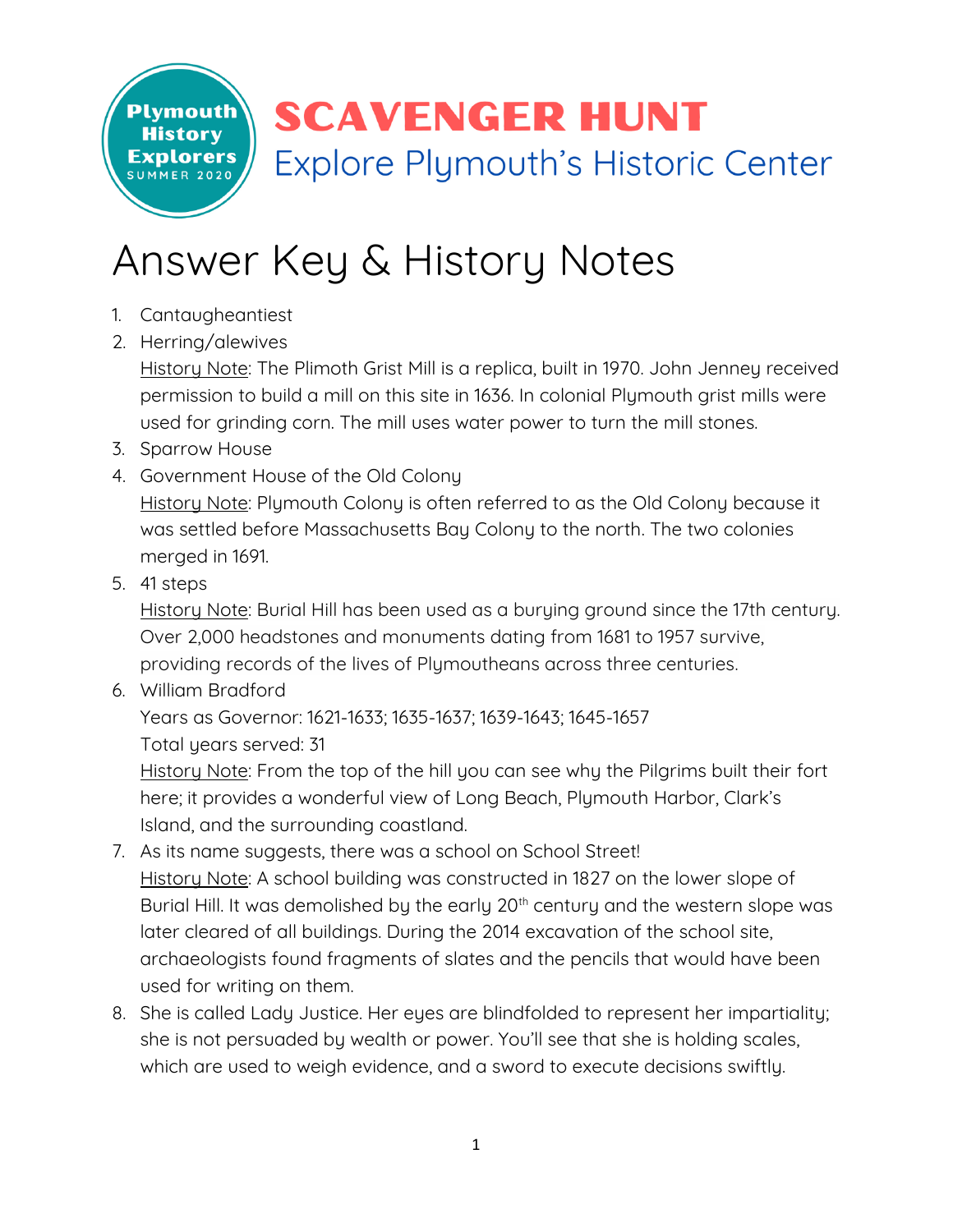Plymouth History Explorers
SUMMER 2020

# SCAVENGER HUNT

## Explore Plymouth's Historic Center

# Answer Key & History Notes

1. Cantaugheantiest
2. Herring/alewives
   History Note: The Plimoth Grist Mill is a replica, built in 1970. John Jenney received permission to build a mill on this site in 1636. In colonial Plymouth grist mills were used for grinding corn. The mill uses water power to turn the mill stones.
3. Sparrow House
4. Government House of the Old Colony
   History Note: Plymouth Colony is often referred to as the Old Colony because it was settled before Massachusetts Bay Colony to the north. The two colonies merged in 1691.
5. 41 steps
   History Note: Burial Hill has been used as a burying ground since the 17th century. Over 2,000 headstones and monuments dating from 1681 to 1957 survive, providing records of the lives of Plymoutheans across three centuries.
6. William Bradford
   Years as Governor: 1621-1633; 1635-1637; 1639-1643; 1645-1657
   Total years served: 31
   History Note: From the top of the hill you can see why the Pilgrims built their fort here; it provides a wonderful view of Long Beach, Plymouth Harbor, Clark's Island, and the surrounding coastland.
7. As its name suggests, there was a school on School Street!
   History Note: A school building was constructed in 1827 on the lower slope of Burial Hill. It was demolished by the early 20th century and the western slope was later cleared of all buildings. During the 2014 excavation of the school site, archaeologists found fragments of slates and the pencils that would have been used for writing on them.
8. She is called Lady Justice. Her eyes are blindfolded to represent her impartiality; she is not persuaded by wealth or power. You'll see that she is holding scales, which are used to weigh evidence, and a sword to execute decisions swiftly.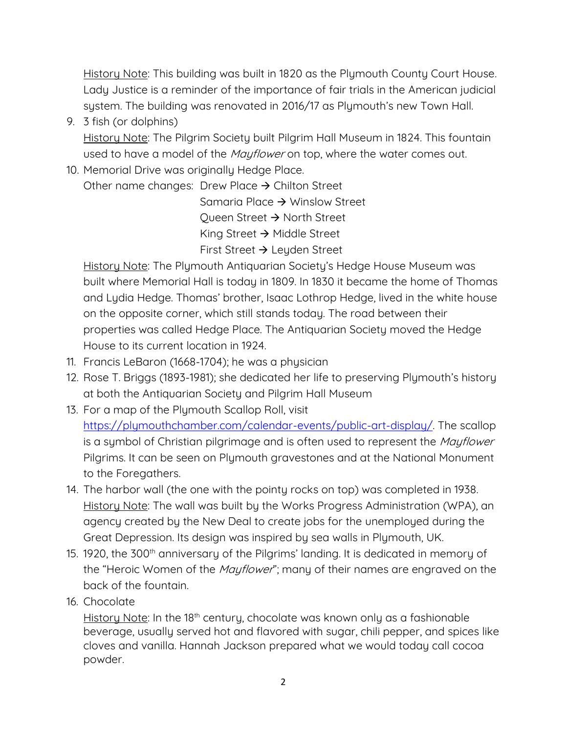History Note: This building was built in 1820 as the Plymouth County Court House. Lady Justice is a reminder of the importance of fair trials in the American judicial system. The building was renovated in 2016/17 as Plymouth's new Town Hall.

9. 3 fish (or dolphins)
   History Note: The Pilgrim Society built Pilgrim Hall Museum in 1824. This fountain used to have a model of the *Mayflower* on top, where the water comes out.
10. Memorial Drive was originally Hedge Place.
    Other name changes: Drew Place → Chilton Street
    Samaria Place → Winslow Street
    Queen Street → North Street
    King Street → Middle Street
    First Street → Leyden Street
    History Note: The Plymouth Antiquarian Society's Hedge House Museum was built where Memorial Hall is today in 1809. In 1830 it became the home of Thomas and Lydia Hedge. Thomas' brother, Isaac Lothrop Hedge, lived in the white house on the opposite corner, which still stands today. The road between their properties was called Hedge Place. The Antiquarian Society moved the Hedge House to its current location in 1924.
11. Francis LeBaron (1668-1704); he was a physician
12. Rose T. Briggs (1893-1981); she dedicated her life to preserving Plymouth's history at both the Antiquarian Society and Pilgrim Hall Museum
13. For a map of the Plymouth Scallop Roll, visit https://plymouthchamber.com/calendar-events/public-art-display/. The scallop is a symbol of Christian pilgrimage and is often used to represent the *Mayflower* Pilgrims. It can be seen on Plymouth gravestones and at the National Monument to the Foregathers.
14. The harbor wall (the one with the pointy rocks on top) was completed in 1938.
    History Note: The wall was built by the Works Progress Administration (WPA), an agency created by the New Deal to create jobs for the unemployed during the Great Depression. Its design was inspired by sea walls in Plymouth, UK.
15. 1920, the 300th anniversary of the Pilgrims' landing. It is dedicated in memory of the "Heroic Women of the *Mayflower*"; many of their names are engraved on the back of the fountain.
16. Chocolate
    History Note: In the 18th century, chocolate was known only as a fashionable beverage, usually served hot and flavored with sugar, chili pepper, and spices like cloves and vanilla. Hannah Jackson prepared what we would today call cocoa powder.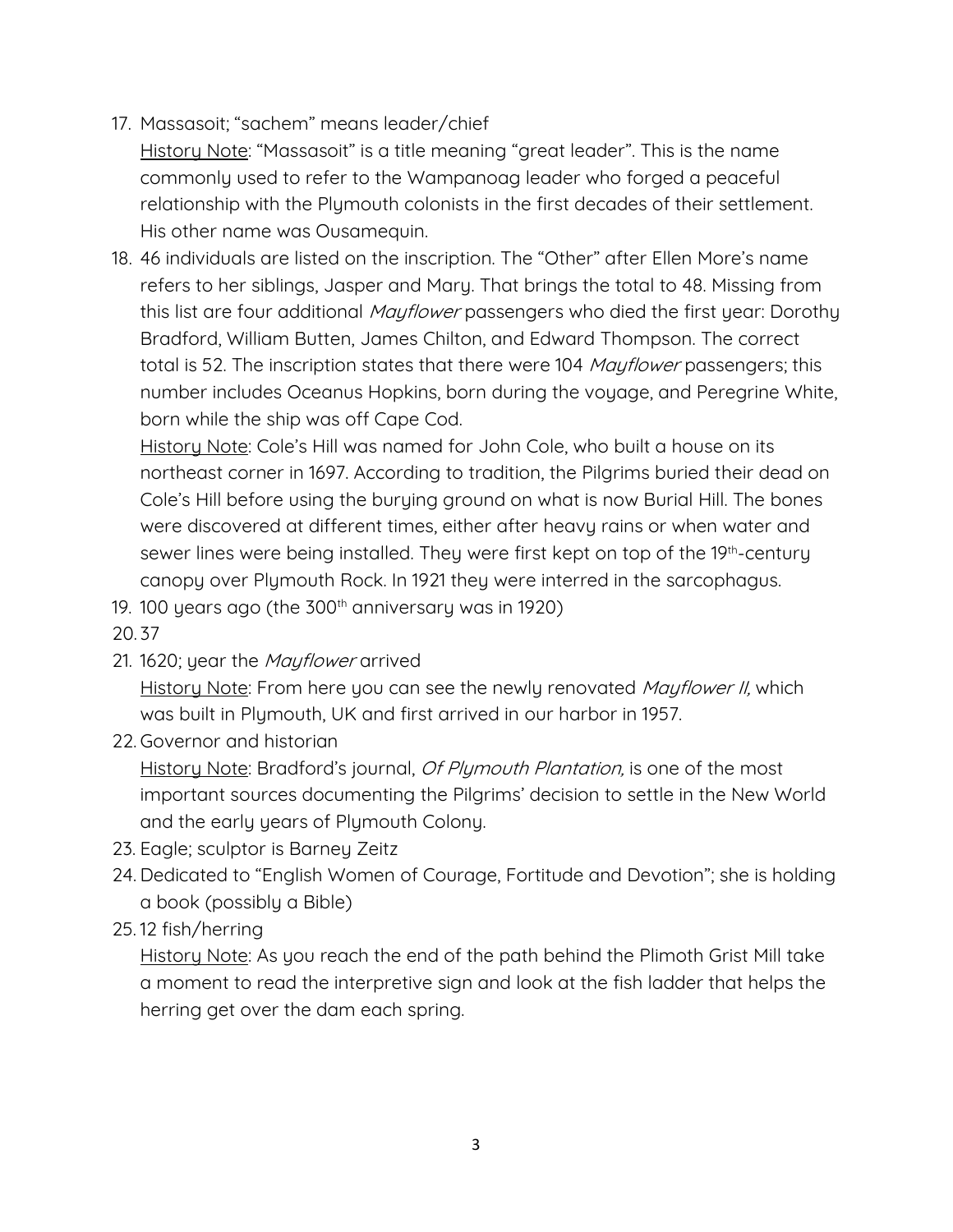17. Massasoit; "sachem" means leader/chief

    History Note: "Massasoit" is a title meaning "great leader". This is the name commonly used to refer to the Wampanoag leader who forged a peaceful relationship with the Plymouth colonists in the first decades of their settlement. His other name was Ousamequin.

18. 46 individuals are listed on the inscription. The "Other" after Ellen More's name refers to her siblings, Jasper and Mary. That brings the total to 48. Missing from this list are four additional *Mayflower* passengers who died the first year: Dorothy Bradford, William Butten, James Chilton, and Edward Thompson. The correct total is 52. The inscription states that there were 104 *Mayflower* passengers; this number includes Oceanus Hopkins, born during the voyage, and Peregrine White, born while the ship was off Cape Cod.

    History Note: Cole's Hill was named for John Cole, who built a house on its northeast corner in 1697. According to tradition, the Pilgrims buried their dead on Cole's Hill before using the burying ground on what is now Burial Hill. The bones were discovered at different times, either after heavy rains or when water and sewer lines were being installed. They were first kept on top of the 19th-century canopy over Plymouth Rock. In 1921 they were interred in the sarcophagus.

19. 100 years ago (the 300th anniversary was in 1920)

20. 37

21. 1620; year the *Mayflower* arrived

    History Note: From here you can see the newly renovated *Mayflower II,* which was built in Plymouth, UK and first arrived in our harbor in 1957.

22. Governor and historian

    History Note: Bradford's journal, *Of Plymouth Plantation,* is one of the most important sources documenting the Pilgrims' decision to settle in the New World and the early years of Plymouth Colony.

23. Eagle; sculptor is Barney Zeitz

24. Dedicated to "English Women of Courage, Fortitude and Devotion"; she is holding a book (possibly a Bible)

25. 12 fish/herring

    History Note: As you reach the end of the path behind the Plimoth Grist Mill take a moment to read the interpretive sign and look at the fish ladder that helps the herring get over the dam each spring.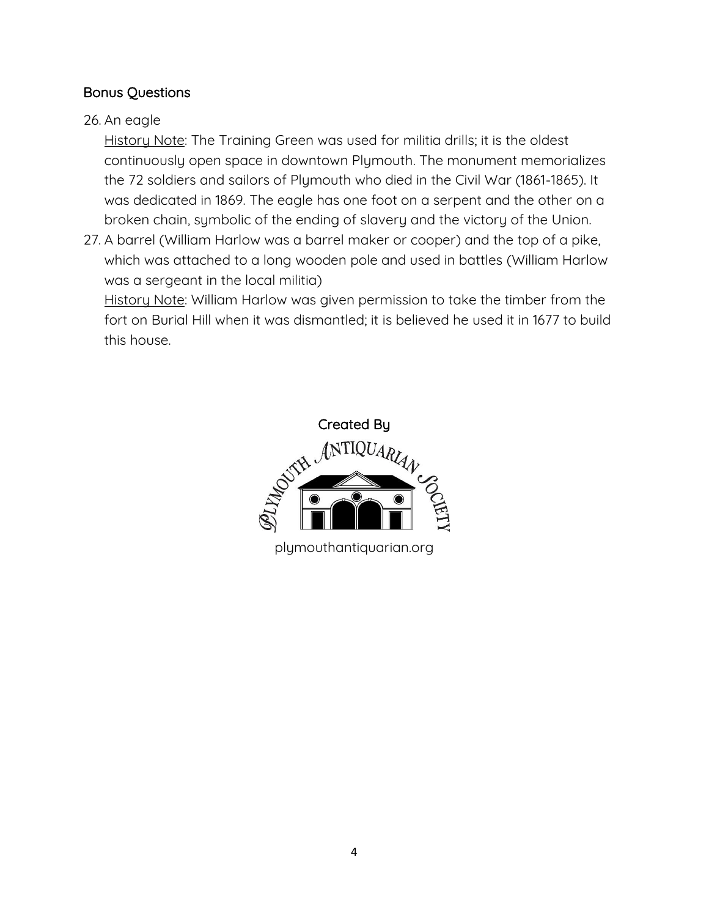## Bonus Questions

26. An eagle

    History Note: The Training Green was used for militia drills; it is the oldest continuously open space in downtown Plymouth. The monument memorializes the 72 soldiers and sailors of Plymouth who died in the Civil War (1861-1865). It was dedicated in 1869. The eagle has one foot on a serpent and the other on a broken chain, symbolic of the ending of slavery and the victory of the Union.

27. A barrel (William Harlow was a barrel maker or cooper) and the top of a pike, which was attached to a long wooden pole and used in battles (William Harlow was a sergeant in the local militia)

    History Note: William Harlow was given permission to take the timber from the fort on Burial Hill when it was dismantled; it is believed he used it in 1677 to build this house.

Created By

Plymouth Antiquarian Society

plymouthantiquarian.org